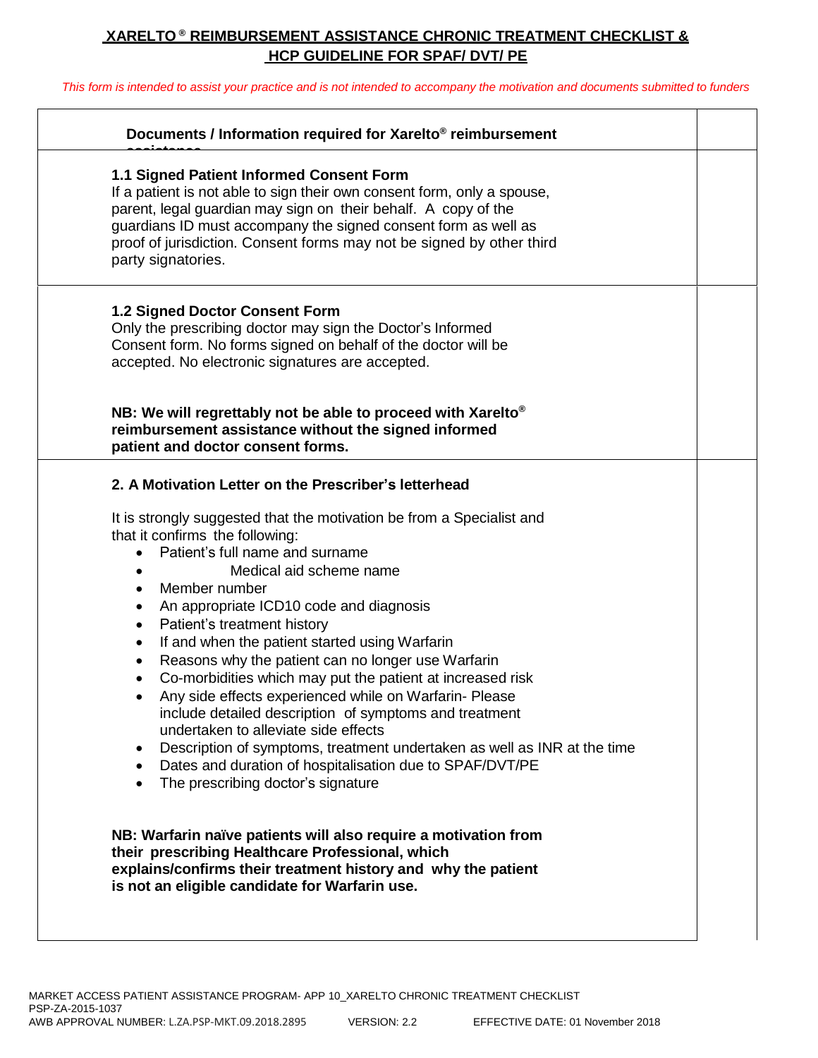# XARELTO® REIMBURSEMENT ASSISTANCE CHRONIC TREATMENT CHECKLIST & HCP GUIDELINE FOR SPAF/ DVT/ PE

*This form is intended to assist your practice and is not intended to accompany the motivation and documents submitted to funders*

| Documents / Information required for Xarelto® reimbursement assistance | |
|---|---|
| **1.1 Signed Patient Informed Consent Form**<br>If a patient is not able to sign their own consent form, only a spouse, parent, legal guardian may sign on their behalf. A copy of the guardians ID must accompany the signed consent form as well as proof of jurisdiction. Consent forms may not be signed by other third party signatories. | |
| **1.2 Signed Doctor Consent Form**<br>Only the prescribing doctor may sign the Doctor's Informed Consent form. No forms signed on behalf of the doctor will be accepted. No electronic signatures are accepted.<br><br>**NB: We will regrettably not be able to proceed with Xarelto® reimbursement assistance without the signed informed patient and doctor consent forms.** | |
| **2. A Motivation Letter on the Prescriber's letterhead**<br><br>It is strongly suggested that the motivation be from a Specialist and that it confirms the following:<br>• Patient's full name and surname<br>• Medical aid scheme name<br>• Member number<br>• An appropriate ICD10 code and diagnosis<br>• Patient's treatment history<br>• If and when the patient started using Warfarin<br>• Reasons why the patient can no longer use Warfarin<br>• Co-morbidities which may put the patient at increased risk<br>• Any side effects experienced while on Warfarin- Please include detailed description of symptoms and treatment undertaken to alleviate side effects<br>• Description of symptoms, treatment undertaken as well as INR at the time<br>• Dates and duration of hospitalisation due to SPAF/DVT/PE<br>• The prescribing doctor's signature<br><br>**NB: Warfarin naïve patients will also require a motivation from their prescribing Healthcare Professional, which explains/confirms their treatment history and why the patient is not an eligible candidate for Warfarin use.** | |

MARKET ACCESS PATIENT ASSISTANCE PROGRAM- APP 10_XARELTO CHRONIC TREATMENT CHECKLIST
PSP-ZA-2015-1037
AWB APPROVAL NUMBER: L.ZA.PSP-MKT.09.2018.2895 VERSION: 2.2 EFFECTIVE DATE: 01 November 2018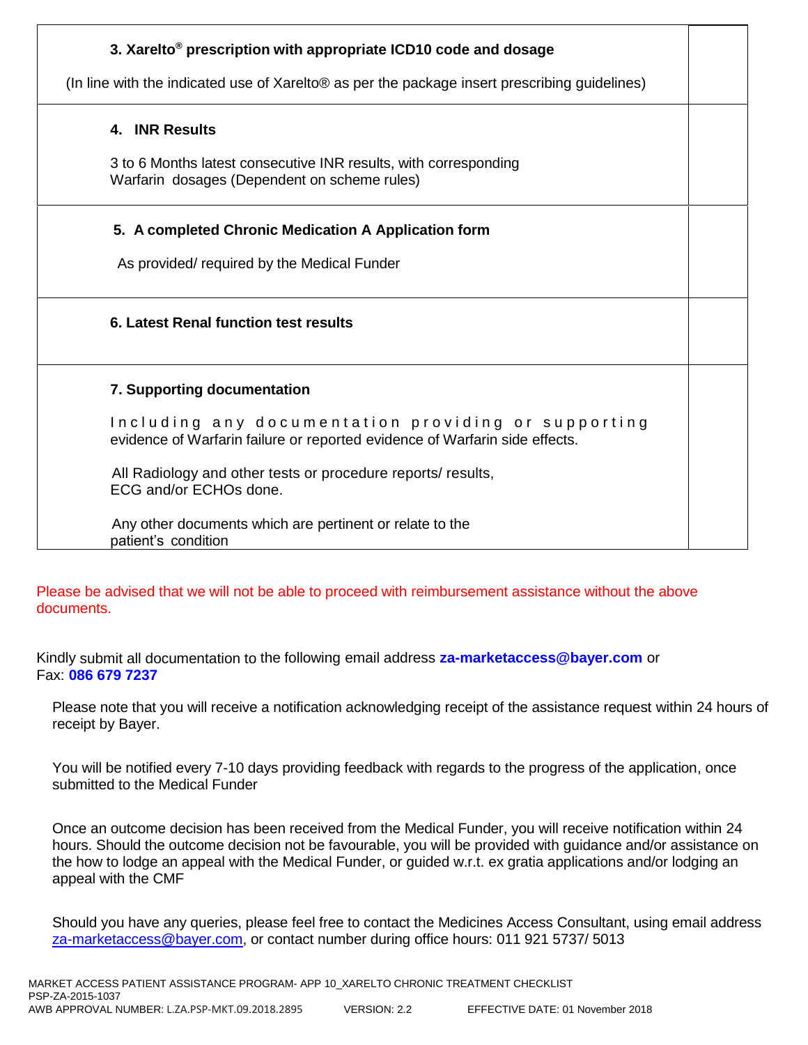| | |
|---|---|
| **3. Xarelto® prescription with appropriate ICD10 code and dosage**<br><br>(In line with the indicated use of Xarelto® as per the package insert prescribing guidelines) | |
| **4. INR Results**<br><br>3 to 6 Months latest consecutive INR results, with corresponding Warfarin dosages (Dependent on scheme rules) | |
| **5. A completed Chronic Medication A Application form**<br><br>As provided/ required by the Medical Funder | |
| **6. Latest Renal function test results** | |
| **7. Supporting documentation**<br><br>Including any documentation providing or supporting evidence of Warfarin failure or reported evidence of Warfarin side effects.<br><br>All Radiology and other tests or procedure reports/ results, ECG and/or ECHOs done.<br><br>Any other documents which are pertinent or relate to the patient's condition | |

Please be advised that we will not be able to proceed with reimbursement assistance without the above documents.

Kindly submit all documentation to the following email address **za-marketaccess@bayer.com** or Fax: **086 679 7237**

Please note that you will receive a notification acknowledging receipt of the assistance request within 24 hours of receipt by Bayer.

You will be notified every 7-10 days providing feedback with regards to the progress of the application, once submitted to the Medical Funder

Once an outcome decision has been received from the Medical Funder, you will receive notification within 24 hours. Should the outcome decision not be favourable, you will be provided with guidance and/or assistance on the how to lodge an appeal with the Medical Funder, or guided w.r.t. ex gratia applications and/or lodging an appeal with the CMF

Should you have any queries, please feel free to contact the Medicines Access Consultant, using email address za-marketaccess@bayer.com, or contact number during office hours: 011 921 5737/ 5013

MARKET ACCESS PATIENT ASSISTANCE PROGRAM- APP 10_XARELTO CHRONIC TREATMENT CHECKLIST
PSP-ZA-2015-1037
AWB APPROVAL NUMBER: L.ZA.PSP-MKT.09.2018.2895 VERSION: 2.2 EFFECTIVE DATE: 01 November 2018